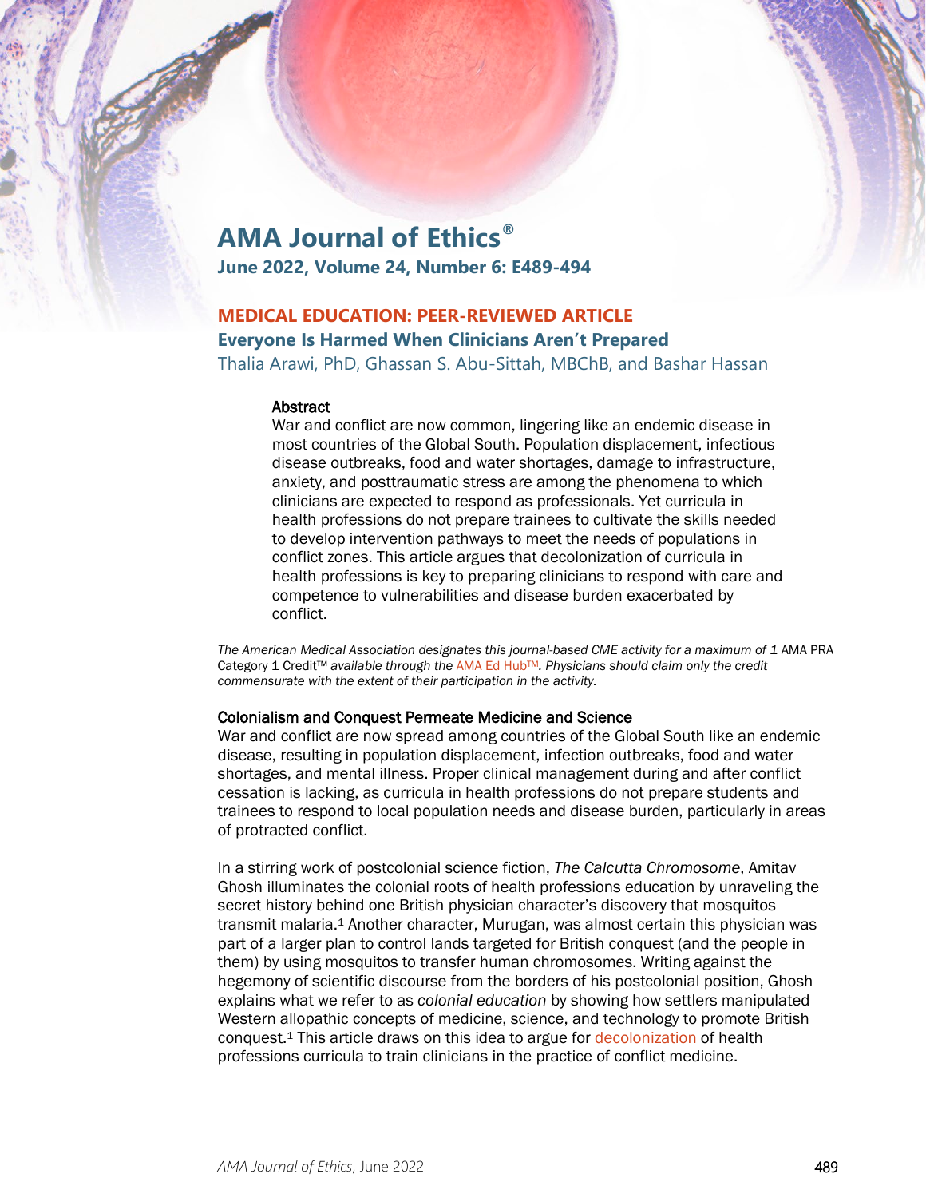# AMA Journal of Ethics®

**June 2022, Volume 24, Number 6: E489-494**

## MEDICAL EDUCATION: PEER-REVIEWED ARTICLE

## Everyone Is Harmed When Clinicians Aren't Prepared

Thalia Arawi, PhD, Ghassan S. Abu-Sittah, MBChB, and Bashar Hassan

### Abstract

War and conflict are now common, lingering like an endemic disease in most countries of the Global South. Population displacement, infectious disease outbreaks, food and water shortages, damage to infrastructure, anxiety, and posttraumatic stress are among the phenomena to which clinicians are expected to respond as professionals. Yet curricula in health professions do not prepare trainees to cultivate the skills needed to develop intervention pathways to meet the needs of populations in conflict zones. This article argues that decolonization of curricula in health professions is key to preparing clinicians to respond with care and competence to vulnerabilities and disease burden exacerbated by conflict.

*The American Medical Association designates this journal-based CME activity for a maximum of 1* AMA PRA Category 1 Credit™ *available through the* AMA Ed Hub™*. Physicians should claim only the credit commensurate with the extent of their participation in the activity.*

### Colonialism and Conquest Permeate Medicine and Science

War and conflict are now spread among countries of the Global South like an endemic disease, resulting in population displacement, infection outbreaks, food and water shortages, and mental illness. Proper clinical management during and after conflict cessation is lacking, as curricula in health professions do not prepare students and trainees to respond to local population needs and disease burden, particularly in areas of protracted conflict.

In a stirring work of postcolonial science fiction, *The Calcutta Chromosome*, Amitav Ghosh illuminates the colonial roots of health professions education by unraveling the secret history behind one British physician character's discovery that mosquitos transmit malaria.[1] Another character, Murugan, was almost certain this physician was part of a larger plan to control lands targeted for British conquest (and the people in them) by using mosquitos to transfer human chromosomes. Writing against the hegemony of scientific discourse from the borders of his postcolonial position, Ghosh explains what we refer to as *colonial education* by showing how settlers manipulated Western allopathic concepts of medicine, science, and technology to promote British conquest.[1] This article draws on this idea to argue for decolonization of health professions curricula to train clinicians in the practice of conflict medicine.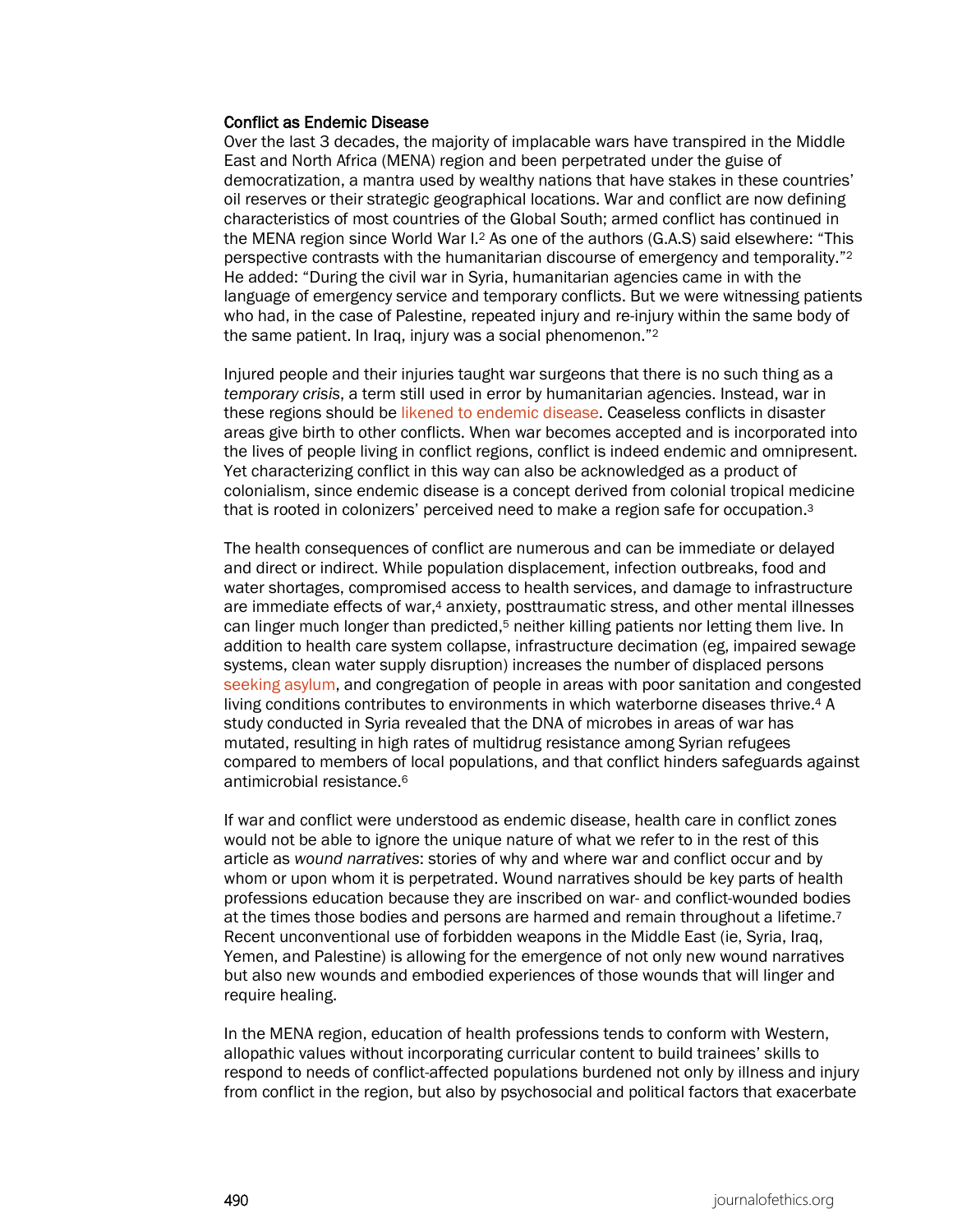### Conflict as Endemic Disease

Over the last 3 decades, the majority of implacable wars have transpired in the Middle East and North Africa (MENA) region and been perpetrated under the guise of democratization, a mantra used by wealthy nations that have stakes in these countries' oil reserves or their strategic geographical locations. War and conflict are now defining characteristics of most countries of the Global South; armed conflict has continued in the MENA region since World War I.[2] As one of the authors (G.A.S) said elsewhere: "This perspective contrasts with the humanitarian discourse of emergency and temporality."[2] He added: "During the civil war in Syria, humanitarian agencies came in with the language of emergency service and temporary conflicts. But we were witnessing patients who had, in the case of Palestine, repeated injury and re-injury within the same body of the same patient. In Iraq, injury was a social phenomenon."[2]

Injured people and their injuries taught war surgeons that there is no such thing as a *temporary crisis*, a term still used in error by humanitarian agencies. Instead, war in these regions should be likened to endemic disease. Ceaseless conflicts in disaster areas give birth to other conflicts. When war becomes accepted and is incorporated into the lives of people living in conflict regions, conflict is indeed endemic and omnipresent. Yet characterizing conflict in this way can also be acknowledged as a product of colonialism, since endemic disease is a concept derived from colonial tropical medicine that is rooted in colonizers' perceived need to make a region safe for occupation.[3]

The health consequences of conflict are numerous and can be immediate or delayed and direct or indirect. While population displacement, infection outbreaks, food and water shortages, compromised access to health services, and damage to infrastructure are immediate effects of war,[4] anxiety, posttraumatic stress, and other mental illnesses can linger much longer than predicted,[5] neither killing patients nor letting them live. In addition to health care system collapse, infrastructure decimation (eg, impaired sewage systems, clean water supply disruption) increases the number of displaced persons seeking asylum, and congregation of people in areas with poor sanitation and congested living conditions contributes to environments in which waterborne diseases thrive.[4] A study conducted in Syria revealed that the DNA of microbes in areas of war has mutated, resulting in high rates of multidrug resistance among Syrian refugees compared to members of local populations, and that conflict hinders safeguards against antimicrobial resistance.[6]

If war and conflict were understood as endemic disease, health care in conflict zones would not be able to ignore the unique nature of what we refer to in the rest of this article as *wound narratives*: stories of why and where war and conflict occur and by whom or upon whom it is perpetrated. Wound narratives should be key parts of health professions education because they are inscribed on war- and conflict-wounded bodies at the times those bodies and persons are harmed and remain throughout a lifetime.[7] Recent unconventional use of forbidden weapons in the Middle East (ie, Syria, Iraq, Yemen, and Palestine) is allowing for the emergence of not only new wound narratives but also new wounds and embodied experiences of those wounds that will linger and require healing.

In the MENA region, education of health professions tends to conform with Western, allopathic values without incorporating curricular content to build trainees' skills to respond to needs of conflict-affected populations burdened not only by illness and injury from conflict in the region, but also by psychosocial and political factors that exacerbate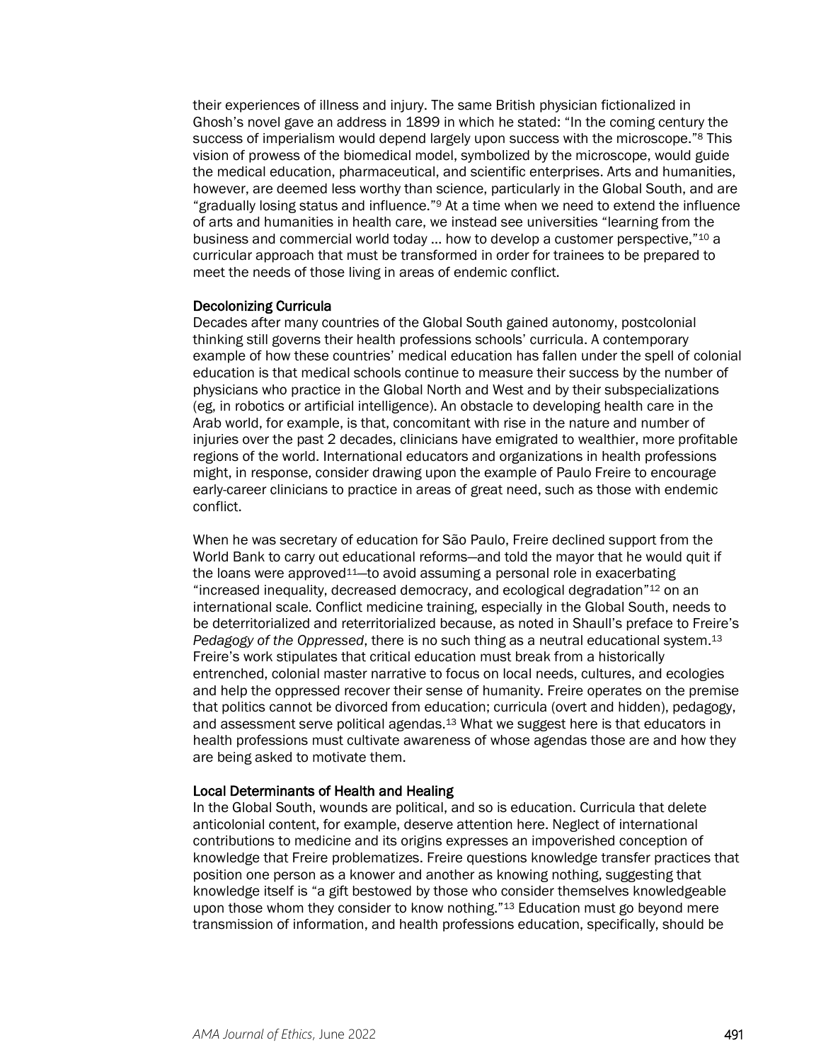their experiences of illness and injury. The same British physician fictionalized in Ghosh's novel gave an address in 1899 in which he stated: "In the coming century the success of imperialism would depend largely upon success with the microscope."[8] This vision of prowess of the biomedical model, symbolized by the microscope, would guide the medical education, pharmaceutical, and scientific enterprises. Arts and humanities, however, are deemed less worthy than science, particularly in the Global South, and are "gradually losing status and influence."[9] At a time when we need to extend the influence of arts and humanities in health care, we instead see universities "learning from the business and commercial world today … how to develop a customer perspective,"[10] a curricular approach that must be transformed in order for trainees to be prepared to meet the needs of those living in areas of endemic conflict.

## Decolonizing Curricula

Decades after many countries of the Global South gained autonomy, postcolonial thinking still governs their health professions schools' curricula. A contemporary example of how these countries' medical education has fallen under the spell of colonial education is that medical schools continue to measure their success by the number of physicians who practice in the Global North and West and by their subspecializations (eg, in robotics or artificial intelligence). An obstacle to developing health care in the Arab world, for example, is that, concomitant with rise in the nature and number of injuries over the past 2 decades, clinicians have emigrated to wealthier, more profitable regions of the world. International educators and organizations in health professions might, in response, consider drawing upon the example of Paulo Freire to encourage early-career clinicians to practice in areas of great need, such as those with endemic conflict.

When he was secretary of education for São Paulo, Freire declined support from the World Bank to carry out educational reforms—and told the mayor that he would quit if the loans were approved[11]—to avoid assuming a personal role in exacerbating "increased inequality, decreased democracy, and ecological degradation"[12] on an international scale. Conflict medicine training, especially in the Global South, needs to be deterritorialized and reterritorialized because, as noted in Shaull's preface to Freire's *Pedagogy of the Oppressed*, there is no such thing as a neutral educational system.[13] Freire's work stipulates that critical education must break from a historically entrenched, colonial master narrative to focus on local needs, cultures, and ecologies and help the oppressed recover their sense of humanity. Freire operates on the premise that politics cannot be divorced from education; curricula (overt and hidden), pedagogy, and assessment serve political agendas.[13] What we suggest here is that educators in health professions must cultivate awareness of whose agendas those are and how they are being asked to motivate them.

## Local Determinants of Health and Healing

In the Global South, wounds are political, and so is education. Curricula that delete anticolonial content, for example, deserve attention here. Neglect of international contributions to medicine and its origins expresses an impoverished conception of knowledge that Freire problematizes. Freire questions knowledge transfer practices that position one person as a knower and another as knowing nothing, suggesting that knowledge itself is "a gift bestowed by those who consider themselves knowledgeable upon those whom they consider to know nothing."[13] Education must go beyond mere transmission of information, and health professions education, specifically, should be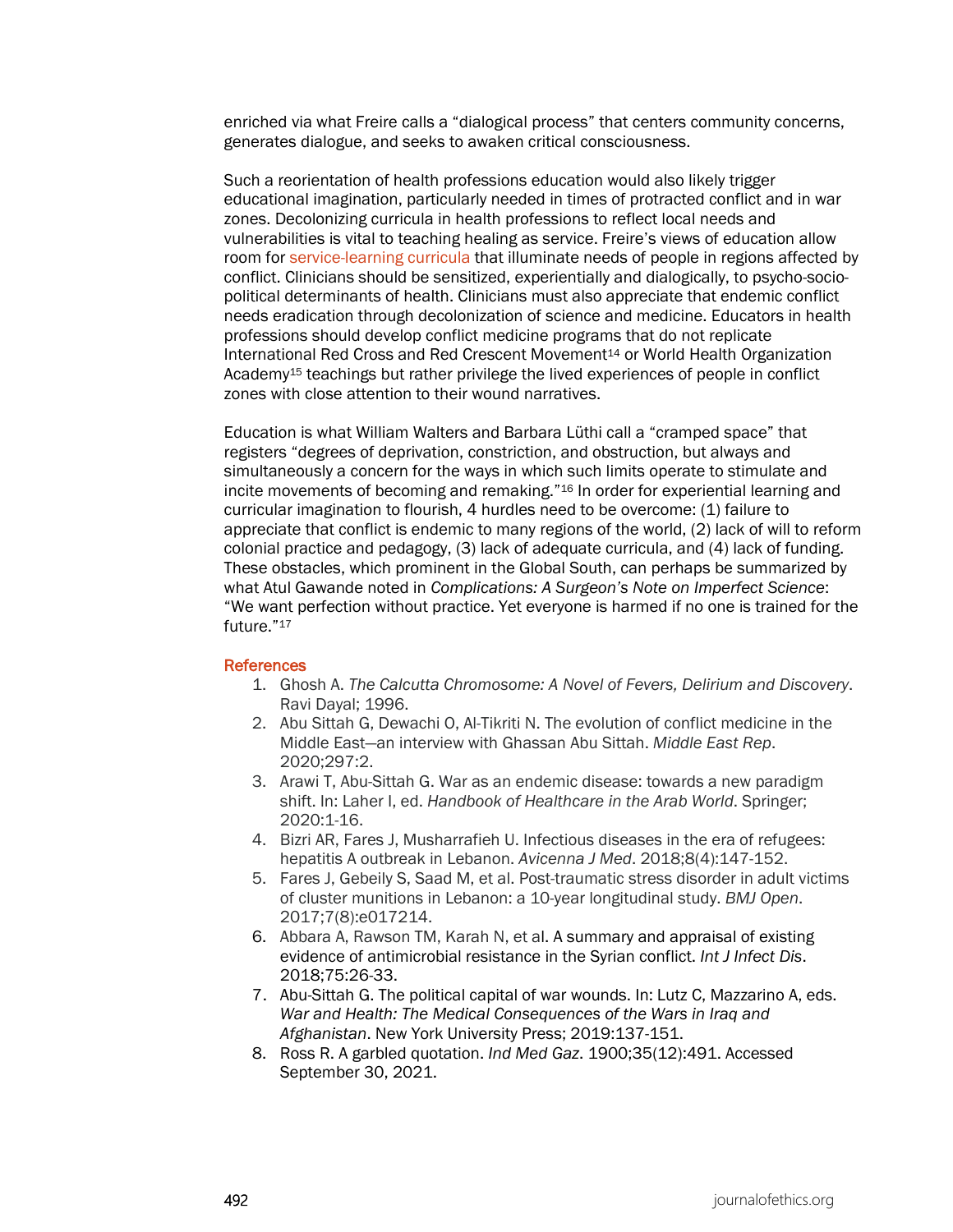enriched via what Freire calls a "dialogical process" that centers community concerns, generates dialogue, and seeks to awaken critical consciousness.

Such a reorientation of health professions education would also likely trigger educational imagination, particularly needed in times of protracted conflict and in war zones. Decolonizing curricula in health professions to reflect local needs and vulnerabilities is vital to teaching healing as service. Freire's views of education allow room for service-learning curricula that illuminate needs of people in regions affected by conflict. Clinicians should be sensitized, experientially and dialogically, to psycho-socio-political determinants of health. Clinicians must also appreciate that endemic conflict needs eradication through decolonization of science and medicine. Educators in health professions should develop conflict medicine programs that do not replicate International Red Cross and Red Crescent Movement[14] or World Health Organization Academy[15] teachings but rather privilege the lived experiences of people in conflict zones with close attention to their wound narratives.

Education is what William Walters and Barbara Lüthi call a "cramped space" that registers "degrees of deprivation, constriction, and obstruction, but always and simultaneously a concern for the ways in which such limits operate to stimulate and incite movements of becoming and remaking."[16] In order for experiential learning and curricular imagination to flourish, 4 hurdles need to be overcome: (1) failure to appreciate that conflict is endemic to many regions of the world, (2) lack of will to reform colonial practice and pedagogy, (3) lack of adequate curricula, and (4) lack of funding. These obstacles, which prominent in the Global South, can perhaps be summarized by what Atul Gawande noted in *Complications: A Surgeon's Note on Imperfect Science*: "We want perfection without practice. Yet everyone is harmed if no one is trained for the future."[17]

## References

1. Ghosh A. *The Calcutta Chromosome: A Novel of Fevers, Delirium and Discovery*. Ravi Dayal; 1996.
2. Abu Sittah G, Dewachi O, Al-Tikriti N. The evolution of conflict medicine in the Middle East—an interview with Ghassan Abu Sittah. *Middle East Rep*. 2020;297:2.
3. Arawi T, Abu-Sittah G. War as an endemic disease: towards a new paradigm shift. In: Laher I, ed. *Handbook of Healthcare in the Arab World*. Springer; 2020:1-16.
4. Bizri AR, Fares J, Musharrafieh U. Infectious diseases in the era of refugees: hepatitis A outbreak in Lebanon. *Avicenna J Med*. 2018;8(4):147-152.
5. Fares J, Gebeily S, Saad M, et al. Post-traumatic stress disorder in adult victims of cluster munitions in Lebanon: a 10-year longitudinal study. *BMJ Open*. 2017;7(8):e017214.
6. Abbara A, Rawson TM, Karah N, et al. A summary and appraisal of existing evidence of antimicrobial resistance in the Syrian conflict. *Int J Infect Dis*. 2018;75:26-33.
7. Abu-Sittah G. The political capital of war wounds. In: Lutz C, Mazzarino A, eds. *War and Health: The Medical Consequences of the Wars in Iraq and Afghanistan*. New York University Press; 2019:137-151.
8. Ross R. A garbled quotation. *Ind Med Gaz*. 1900;35(12):491. Accessed September 30, 2021.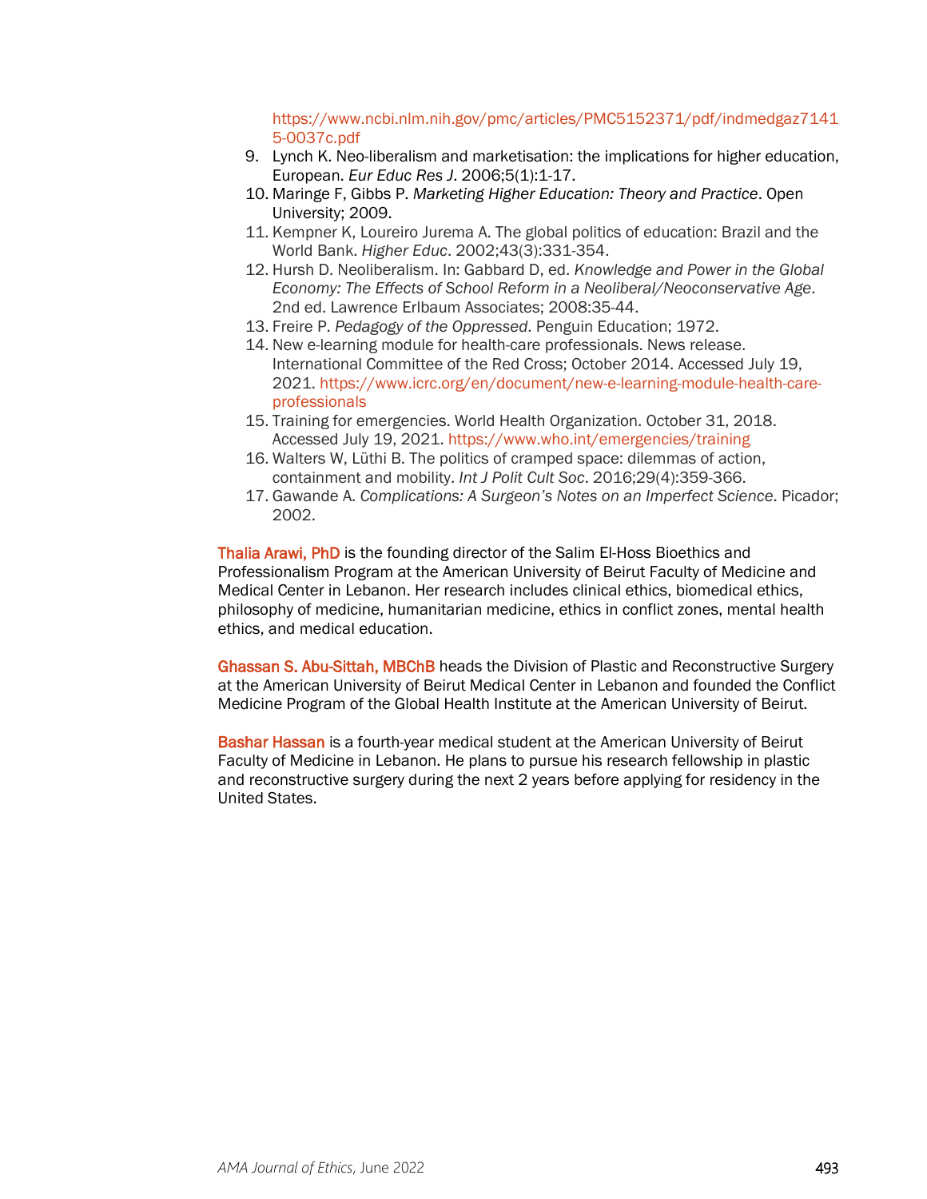https://www.ncbi.nlm.nih.gov/pmc/articles/PMC5152371/pdf/indmedgaz71415-0037c.pdf

9. Lynch K. Neo-liberalism and marketisation: the implications for higher education, European. *Eur Educ Res J*. 2006;5(1):1-17.
10. Maringe F, Gibbs P. *Marketing Higher Education: Theory and Practice*. Open University; 2009.
11. Kempner K, Loureiro Jurema A. The global politics of education: Brazil and the World Bank. *Higher Educ*. 2002;43(3):331-354.
12. Hursh D. Neoliberalism. In: Gabbard D, ed. *Knowledge and Power in the Global Economy: The Effects of School Reform in a Neoliberal/Neoconservative Age*. 2nd ed. Lawrence Erlbaum Associates; 2008:35-44.
13. Freire P. *Pedagogy of the Oppressed*. Penguin Education; 1972.
14. New e-learning module for health-care professionals. News release. International Committee of the Red Cross; October 2014. Accessed July 19, 2021. https://www.icrc.org/en/document/new-e-learning-module-health-care-professionals
15. Training for emergencies. World Health Organization. October 31, 2018. Accessed July 19, 2021. https://www.who.int/emergencies/training
16. Walters W, Lüthi B. The politics of cramped space: dilemmas of action, containment and mobility. *Int J Polit Cult Soc*. 2016;29(4):359-366.
17. Gawande A. *Complications: A Surgeon's Notes on an Imperfect Science*. Picador; 2002.

**Thalia Arawi, PhD** is the founding director of the Salim El-Hoss Bioethics and Professionalism Program at the American University of Beirut Faculty of Medicine and Medical Center in Lebanon. Her research includes clinical ethics, biomedical ethics, philosophy of medicine, humanitarian medicine, ethics in conflict zones, mental health ethics, and medical education.

**Ghassan S. Abu-Sittah, MBChB** heads the Division of Plastic and Reconstructive Surgery at the American University of Beirut Medical Center in Lebanon and founded the Conflict Medicine Program of the Global Health Institute at the American University of Beirut.

**Bashar Hassan** is a fourth-year medical student at the American University of Beirut Faculty of Medicine in Lebanon. He plans to pursue his research fellowship in plastic and reconstructive surgery during the next 2 years before applying for residency in the United States.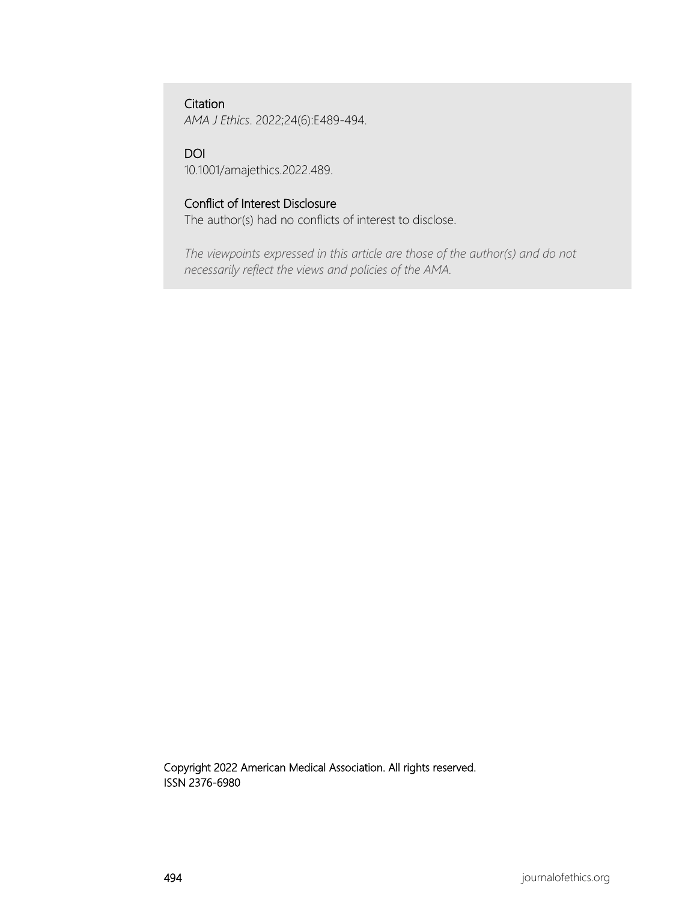### Citation

*AMA J Ethics*. 2022;24(6):E489-494.

### DOI

10.1001/amajethics.2022.489.

### Conflict of Interest Disclosure

The author(s) had no conflicts of interest to disclose.

*The viewpoints expressed in this article are those of the author(s) and do not necessarily reflect the views and policies of the AMA.*

Copyright 2022 American Medical Association. All rights reserved.
ISSN 2376-6980